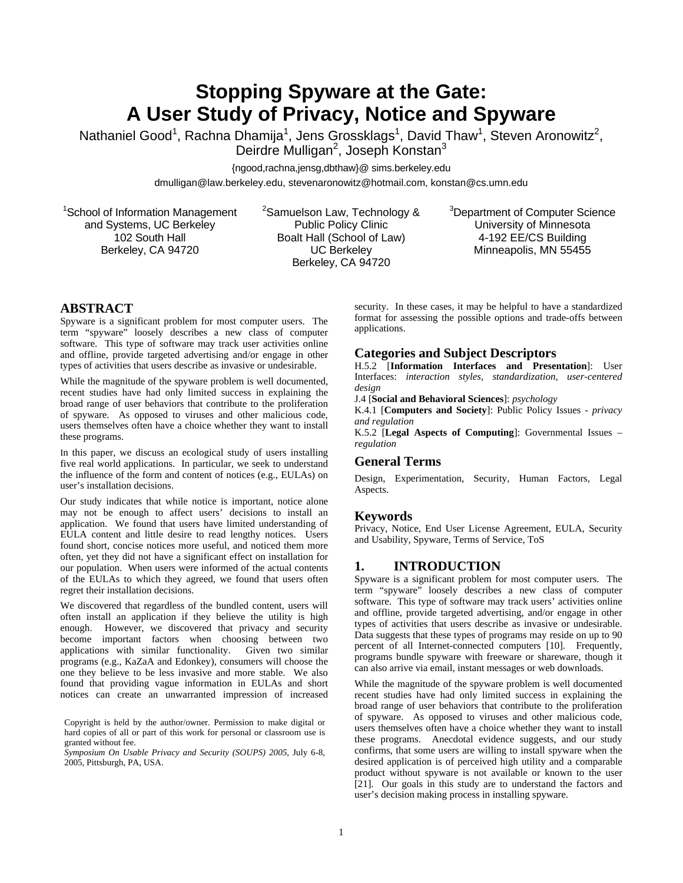# Stopping Spyware at the Gate: A User Study of Privacy, Notice and Spyware

Nathaniel Good[1], Rachna Dhamija[1], Jens Grossklags[1], David Thaw[1], Steven Aronowitz[2], Deirdre Mulligan[2], Joseph Konstan[3]

{ngood,rachna,jensg,dbthaw}@ sims.berkeley.edu

dmulligan@law.berkeley.edu, stevenaronowitz@hotmail.com, konstan@cs.umn.edu

[1]School of Information Management and Systems, UC Berkeley
102 South Hall
Berkeley, CA 94720

[2]Samuelson Law, Technology & Public Policy Clinic
Boalt Hall (School of Law)
UC Berkeley
Berkeley, CA 94720

[3]Department of Computer Science
University of Minnesota
4-192 EE/CS Building
Minneapolis, MN 55455

## ABSTRACT

Spyware is a significant problem for most computer users. The term "spyware" loosely describes a new class of computer software. This type of software may track user activities online and offline, provide targeted advertising and/or engage in other types of activities that users describe as invasive or undesirable.

While the magnitude of the spyware problem is well documented, recent studies have had only limited success in explaining the broad range of user behaviors that contribute to the proliferation of spyware. As opposed to viruses and other malicious code, users themselves often have a choice whether they want to install these programs.

In this paper, we discuss an ecological study of users installing five real world applications. In particular, we seek to understand the influence of the form and content of notices (e.g., EULAs) on user's installation decisions.

Our study indicates that while notice is important, notice alone may not be enough to affect users' decisions to install an application. We found that users have limited understanding of EULA content and little desire to read lengthy notices. Users found short, concise notices more useful, and noticed them more often, yet they did not have a significant effect on installation for our population. When users were informed of the actual contents of the EULAs to which they agreed, we found that users often regret their installation decisions.

We discovered that regardless of the bundled content, users will often install an application if they believe the utility is high enough. However, we discovered that privacy and security become important factors when choosing between two applications with similar functionality. Given two similar programs (e.g., KaZaA and Edonkey), consumers will choose the one they believe to be less invasive and more stable. We also found that providing vague information in EULAs and short notices can create an unwarranted impression of increased security. In these cases, it may be helpful to have a standardized format for assessing the possible options and trade-offs between applications.

Copyright is held by the author/owner. Permission to make digital or hard copies of all or part of this work for personal or classroom use is granted without fee.
*Symposium On Usable Privacy and Security (SOUPS) 2005*, July 6-8, 2005, Pittsburgh, PA, USA.

## Categories and Subject Descriptors

H.5.2 [**Information Interfaces and Presentation**]: User Interfaces: *interaction styles, standardization, user-centered design*

J.4 [**Social and Behavioral Sciences**]: *psychology*

K.4.1 [**Computers and Society**]: Public Policy Issues - *privacy and regulation*

K.5.2 [**Legal Aspects of Computing**]: Governmental Issues – *regulation*

## General Terms

Design, Experimentation, Security, Human Factors, Legal Aspects.

## Keywords

Privacy, Notice, End User License Agreement, EULA, Security and Usability, Spyware, Terms of Service, ToS

## 1. INTRODUCTION

Spyware is a significant problem for most computer users. The term "spyware" loosely describes a new class of computer software. This type of software may track users' activities online and offline, provide targeted advertising, and/or engage in other types of activities that users describe as invasive or undesirable. Data suggests that these types of programs may reside on up to 90 percent of all Internet-connected computers [10]. Frequently, programs bundle spyware with freeware or shareware, though it can also arrive via email, instant messages or web downloads.

While the magnitude of the spyware problem is well documented recent studies have had only limited success in explaining the broad range of user behaviors that contribute to the proliferation of spyware. As opposed to viruses and other malicious code, users themselves often have a choice whether they want to install these programs. Anecdotal evidence suggests, and our study confirms, that some users are willing to install spyware when the desired application is of perceived high utility and a comparable product without spyware is not available or known to the user [21]. Our goals in this study are to understand the factors and user's decision making process in installing spyware.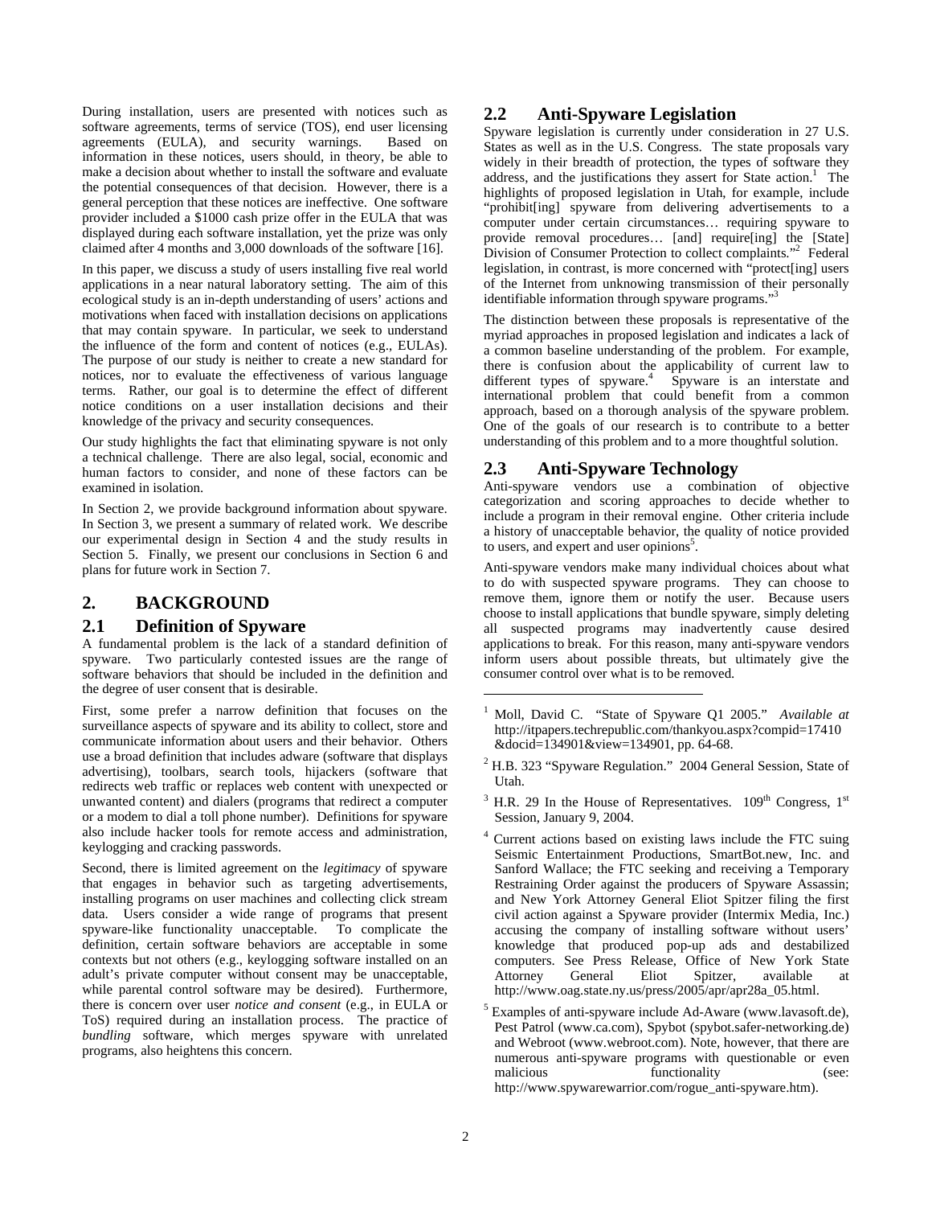During installation, users are presented with notices such as software agreements, terms of service (TOS), end user licensing agreements (EULA), and security warnings. Based on information in these notices, users should, in theory, be able to make a decision about whether to install the software and evaluate the potential consequences of that decision. However, there is a general perception that these notices are ineffective. One software provider included a $1000 cash prize offer in the EULA that was displayed during each software installation, yet the prize was only claimed after 4 months and 3,000 downloads of the software [16].

In this paper, we discuss a study of users installing five real world applications in a near natural laboratory setting. The aim of this ecological study is an in-depth understanding of users' actions and motivations when faced with installation decisions on applications that may contain spyware. In particular, we seek to understand the influence of the form and content of notices (e.g., EULAs). The purpose of our study is neither to create a new standard for notices, nor to evaluate the effectiveness of various language terms. Rather, our goal is to determine the effect of different notice conditions on a user installation decisions and their knowledge of the privacy and security consequences.

Our study highlights the fact that eliminating spyware is not only a technical challenge. There are also legal, social, economic and human factors to consider, and none of these factors can be examined in isolation.

In Section 2, we provide background information about spyware. In Section 3, we present a summary of related work. We describe our experimental design in Section 4 and the study results in Section 5. Finally, we present our conclusions in Section 6 and plans for future work in Section 7.

## 2. BACKGROUND

### 2.1 Definition of Spyware

A fundamental problem is the lack of a standard definition of spyware. Two particularly contested issues are the range of software behaviors that should be included in the definition and the degree of user consent that is desirable.

First, some prefer a narrow definition that focuses on the surveillance aspects of spyware and its ability to collect, store and communicate information about users and their behavior. Others use a broad definition that includes adware (software that displays advertising), toolbars, search tools, hijackers (software that redirects web traffic or replaces web content with unexpected or unwanted content) and dialers (programs that redirect a computer or a modem to dial a toll phone number). Definitions for spyware also include hacker tools for remote access and administration, keylogging and cracking passwords.

Second, there is limited agreement on the *legitimacy* of spyware that engages in behavior such as targeting advertisements, installing programs on user machines and collecting click stream data. Users consider a wide range of programs that present spyware-like functionality unacceptable. To complicate the definition, certain software behaviors are acceptable in some contexts but not others (e.g., keylogging software installed on an adult's private computer without consent may be unacceptable, while parental control software may be desired). Furthermore, there is concern over user *notice and consent* (e.g., in EULA or ToS) required during an installation process. The practice of *bundling* software, which merges spyware with unrelated programs, also heightens this concern.

### 2.2 Anti-Spyware Legislation

Spyware legislation is currently under consideration in 27 U.S. States as well as in the U.S. Congress. The state proposals vary widely in their breadth of protection, the types of software they address, and the justifications they assert for State action.[1] The highlights of proposed legislation in Utah, for example, include "prohibit[ing] spyware from delivering advertisements to a computer under certain circumstances… requiring spyware to provide removal procedures… [and] require[ing] the [State] Division of Consumer Protection to collect complaints."[2] Federal legislation, in contrast, is more concerned with "protect[ing] users of the Internet from unknowing transmission of their personally identifiable information through spyware programs."[3]

The distinction between these proposals is representative of the myriad approaches in proposed legislation and indicates a lack of a common baseline understanding of the problem. For example, there is confusion about the applicability of current law to different types of spyware.[4] Spyware is an interstate and international problem that could benefit from a common approach, based on a thorough analysis of the spyware problem. One of the goals of our research is to contribute to a better understanding of this problem and to a more thoughtful solution.

### 2.3 Anti-Spyware Technology

Anti-spyware vendors use a combination of objective categorization and scoring approaches to decide whether to include a program in their removal engine. Other criteria include a history of unacceptable behavior, the quality of notice provided to users, and expert and user opinions[5].

Anti-spyware vendors make many individual choices about what to do with suspected spyware programs. They can choose to remove them, ignore them or notify the user. Because users choose to install applications that bundle spyware, simply deleting all suspected programs may inadvertently cause desired applications to break. For this reason, many anti-spyware vendors inform users about possible threats, but ultimately give the consumer control over what is to be removed.

---

[1] Moll, David C. "State of Spyware Q1 2005." *Available at* http://itpapers.techrepublic.com/thankyou.aspx?compid=17410&docid=134901&view=134901, pp. 64-68.

[2] H.B. 323 "Spyware Regulation." 2004 General Session, State of Utah.

[3] H.R. 29 In the House of Representatives. 109th Congress, 1st Session, January 9, 2004.

[4] Current actions based on existing laws include the FTC suing Seismic Entertainment Productions, SmartBot.new, Inc. and Sanford Wallace; the FTC seeking and receiving a Temporary Restraining Order against the producers of Spyware Assassin; and New York Attorney General Eliot Spitzer filing the first civil action against a Spyware provider (Intermix Media, Inc.) accusing the company of installing software without users' knowledge that produced pop-up ads and destabilized computers. See Press Release, Office of New York State Attorney General Eliot Spitzer, available at http://www.oag.state.ny.us/press/2005/apr/apr28a_05.html.

[5] Examples of anti-spyware include Ad-Aware (www.lavasoft.de), Pest Patrol (www.ca.com), Spybot (spybot.safer-networking.de) and Webroot (www.webroot.com). Note, however, that there are numerous anti-spyware programs with questionable or even malicious functionality (see: http://www.spywarewarrior.com/rogue_anti-spyware.htm).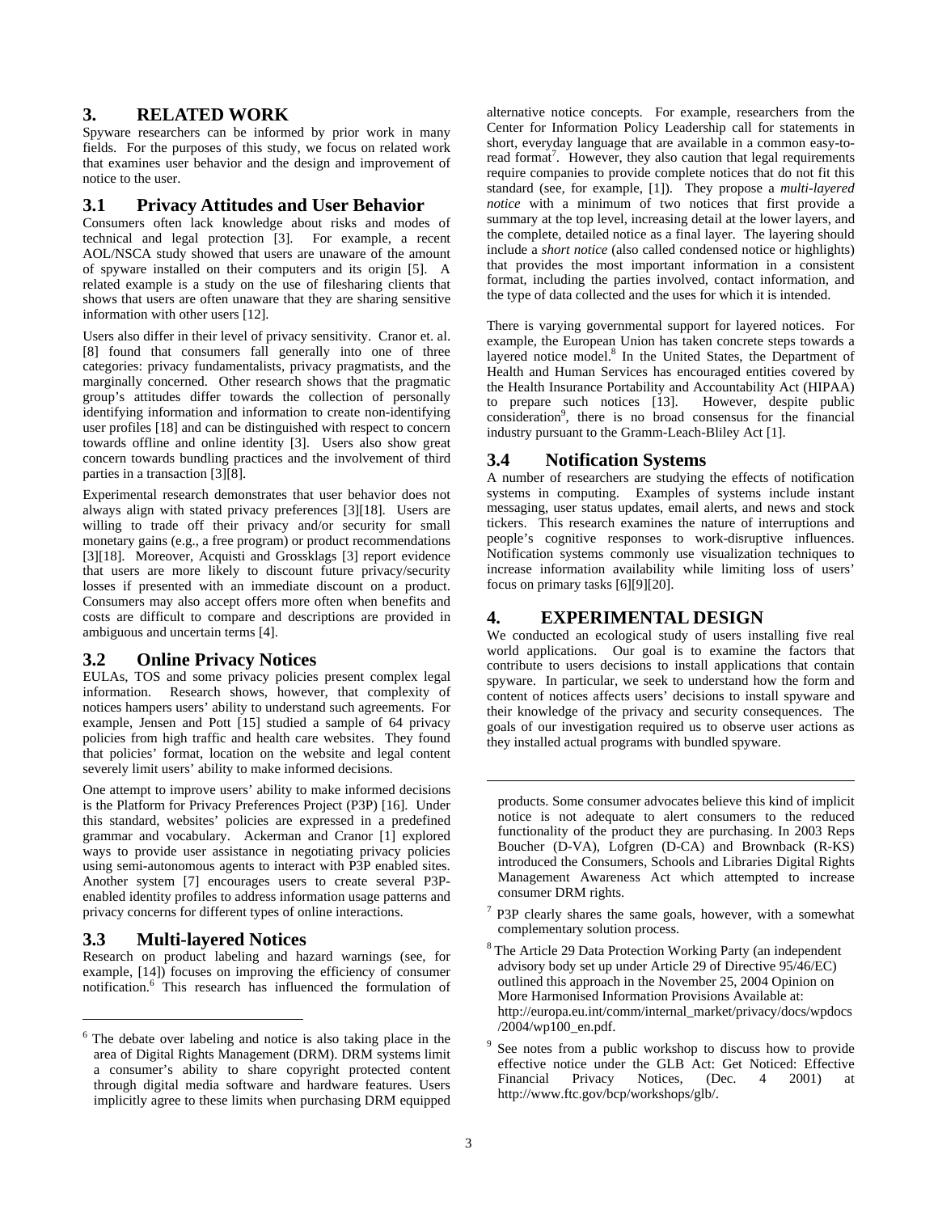## 3. RELATED WORK

Spyware researchers can be informed by prior work in many fields. For the purposes of this study, we focus on related work that examines user behavior and the design and improvement of notice to the user.

### 3.1 Privacy Attitudes and User Behavior

Consumers often lack knowledge about risks and modes of technical and legal protection [3]. For example, a recent AOL/NSCA study showed that users are unaware of the amount of spyware installed on their computers and its origin [5]. A related example is a study on the use of filesharing clients that shows that users are often unaware that they are sharing sensitive information with other users [12].

Users also differ in their level of privacy sensitivity. Cranor et. al. [8] found that consumers fall generally into one of three categories: privacy fundamentalists, privacy pragmatists, and the marginally concerned. Other research shows that the pragmatic group's attitudes differ towards the collection of personally identifying information and information to create non-identifying user profiles [18] and can be distinguished with respect to concern towards offline and online identity [3]. Users also show great concern towards bundling practices and the involvement of third parties in a transaction [3][8].

Experimental research demonstrates that user behavior does not always align with stated privacy preferences [3][18]. Users are willing to trade off their privacy and/or security for small monetary gains (e.g., a free program) or product recommendations [3][18]. Moreover, Acquisti and Grossklags [3] report evidence that users are more likely to discount future privacy/security losses if presented with an immediate discount on a product. Consumers may also accept offers more often when benefits and costs are difficult to compare and descriptions are provided in ambiguous and uncertain terms [4].

### 3.2 Online Privacy Notices

EULAs, TOS and some privacy policies present complex legal information. Research shows, however, that complexity of notices hampers users' ability to understand such agreements. For example, Jensen and Pott [15] studied a sample of 64 privacy policies from high traffic and health care websites. They found that policies' format, location on the website and legal content severely limit users' ability to make informed decisions.

One attempt to improve users' ability to make informed decisions is the Platform for Privacy Preferences Project (P3P) [16]. Under this standard, websites' policies are expressed in a predefined grammar and vocabulary. Ackerman and Cranor [1] explored ways to provide user assistance in negotiating privacy policies using semi-autonomous agents to interact with P3P enabled sites. Another system [7] encourages users to create several P3P-enabled identity profiles to address information usage patterns and privacy concerns for different types of online interactions.

### 3.3 Multi-layered Notices

Research on product labeling and hazard warnings (see, for example, [14]) focuses on improving the efficiency of consumer notification.[6] This research has influenced the formulation of alternative notice concepts. For example, researchers from the Center for Information Policy Leadership call for statements in short, everyday language that are available in a common easy-to-read format[7]. However, they also caution that legal requirements require companies to provide complete notices that do not fit this standard (see, for example, [1]). They propose a *multi-layered notice* with a minimum of two notices that first provide a summary at the top level, increasing detail at the lower layers, and the complete, detailed notice as a final layer. The layering should include a *short notice* (also called condensed notice or highlights) that provides the most important information in a consistent format, including the parties involved, contact information, and the type of data collected and the uses for which it is intended.

There is varying governmental support for layered notices. For example, the European Union has taken concrete steps towards a layered notice model.[8] In the United States, the Department of Health and Human Services has encouraged entities covered by the Health Insurance Portability and Accountability Act (HIPAA) to prepare such notices [13]. However, despite public consideration[9], there is no broad consensus for the financial industry pursuant to the Gramm-Leach-Bliley Act [1].

### 3.4 Notification Systems

A number of researchers are studying the effects of notification systems in computing. Examples of systems include instant messaging, user status updates, email alerts, and news and stock tickers. This research examines the nature of interruptions and people's cognitive responses to work-disruptive influences. Notification systems commonly use visualization techniques to increase information availability while limiting loss of users' focus on primary tasks [6][9][20].

## 4. EXPERIMENTAL DESIGN

We conducted an ecological study of users installing five real world applications. Our goal is to examine the factors that contribute to users decisions to install applications that contain spyware. In particular, we seek to understand how the form and content of notices affects users' decisions to install spyware and their knowledge of the privacy and security consequences. The goals of our investigation required us to observe user actions as they installed actual programs with bundled spyware.

---

[6] The debate over labeling and notice is also taking place in the area of Digital Rights Management (DRM). DRM systems limit a consumer's ability to share copyright protected content through digital media software and hardware features. Users implicitly agree to these limits when purchasing DRM equipped products. Some consumer advocates believe this kind of implicit notice is not adequate to alert consumers to the reduced functionality of the product they are purchasing. In 2003 Reps Boucher (D-VA), Lofgren (D-CA) and Brownback (R-KS) introduced the Consumers, Schools and Libraries Digital Rights Management Awareness Act which attempted to increase consumer DRM rights.

[7] P3P clearly shares the same goals, however, with a somewhat complementary solution process.

[8] The Article 29 Data Protection Working Party (an independent advisory body set up under Article 29 of Directive 95/46/EC) outlined this approach in the November 25, 2004 Opinion on More Harmonised Information Provisions Available at: http://europa.eu.int/comm/internal_market/privacy/docs/wpdocs/2004/wp100_en.pdf.

[9] See notes from a public workshop to discuss how to provide effective notice under the GLB Act: Get Noticed: Effective Financial Privacy Notices, (Dec. 4 2001) at http://www.ftc.gov/bcp/workshops/glb/.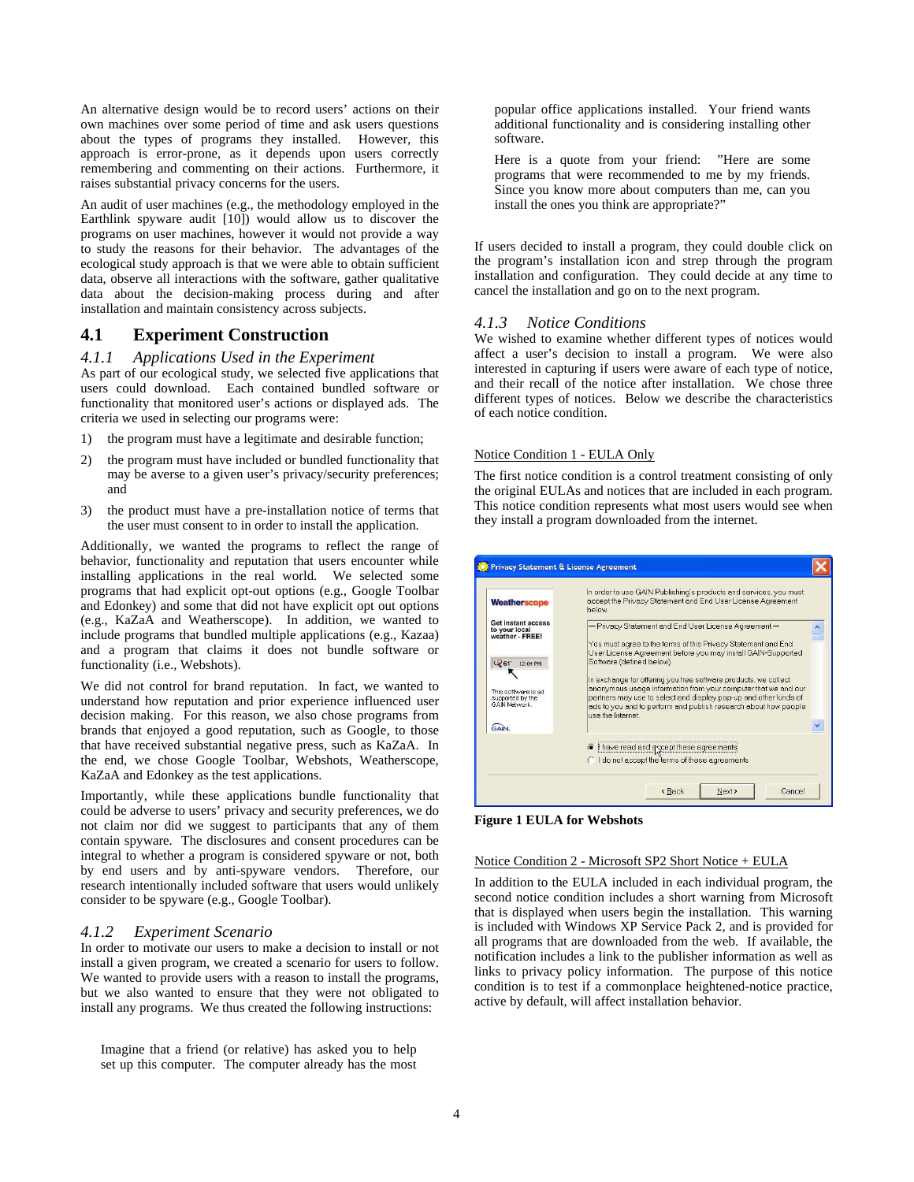An alternative design would be to record users' actions on their own machines over some period of time and ask users questions about the types of programs they installed. However, this approach is error-prone, as it depends upon users correctly remembering and commenting on their actions. Furthermore, it raises substantial privacy concerns for the users.

An audit of user machines (e.g., the methodology employed in the Earthlink spyware audit [10]) would allow us to discover the programs on user machines, however it would not provide a way to study the reasons for their behavior. The advantages of the ecological study approach is that we were able to obtain sufficient data, observe all interactions with the software, gather qualitative data about the decision-making process during and after installation and maintain consistency across subjects.

## 4.1 Experiment Construction

### *4.1.1 Applications Used in the Experiment*

As part of our ecological study, we selected five applications that users could download. Each contained bundled software or functionality that monitored user's actions or displayed ads. The criteria we used in selecting our programs were:

1) the program must have a legitimate and desirable function;
2) the program must have included or bundled functionality that may be averse to a given user's privacy/security preferences; and
3) the product must have a pre-installation notice of terms that the user must consent to in order to install the application.

Additionally, we wanted the programs to reflect the range of behavior, functionality and reputation that users encounter while installing applications in the real world. We selected some programs that had explicit opt-out options (e.g., Google Toolbar and Edonkey) and some that did not have explicit opt out options (e.g., KaZaA and Weatherscope). In addition, we wanted to include programs that bundled multiple applications (e.g., Kazaa) and a program that claims it does not bundle software or functionality (i.e., Webshots).

We did not control for brand reputation. In fact, we wanted to understand how reputation and prior experience influenced user decision making. For this reason, we also chose programs from brands that enjoyed a good reputation, such as Google, to those that have received substantial negative press, such as KaZaA. In the end, we chose Google Toolbar, Webshots, Weatherscope, KaZaA and Edonkey as the test applications.

Importantly, while these applications bundle functionality that could be adverse to users' privacy and security preferences, we do not claim nor did we suggest to participants that any of them contain spyware. The disclosures and consent procedures can be integral to whether a program is considered spyware or not, both by end users and by anti-spyware vendors. Therefore, our research intentionally included software that users would unlikely consider to be spyware (e.g., Google Toolbar).

### *4.1.2 Experiment Scenario*

In order to motivate our users to make a decision to install or not install a given program, we created a scenario for users to follow. We wanted to provide users with a reason to install the programs, but we also wanted to ensure that they were not obligated to install any programs. We thus created the following instructions:

> Imagine that a friend (or relative) has asked you to help set up this computer. The computer already has the most popular office applications installed. Your friend wants additional functionality and is considering installing other software.
>
> Here is a quote from your friend: "Here are some programs that were recommended to me by my friends. Since you know more about computers than me, can you install the ones you think are appropriate?"

If users decided to install a program, they could double click on the program's installation icon and strep through the program installation and configuration. They could decide at any time to cancel the installation and go on to the next program.

### *4.1.3 Notice Conditions*

We wished to examine whether different types of notices would affect a user's decision to install a program. We were also interested in capturing if users were aware of each type of notice, and their recall of the notice after installation. We chose three different types of notices. Below we describe the characteristics of each notice condition.

<u>Notice Condition 1 - EULA Only</u>

The first notice condition is a control treatment consisting of only the original EULAs and notices that are included in each program. This notice condition represents what most users would see when they install a program downloaded from the internet.

Privacy Statement & License Agreement

Weatherscope
Get instant access to your local weather - FREE!
61° 12:04 PM
This software is ad supported by the GAIN Network.
GAIN

In order to use GAIN Publishing's products and services, you must accept the Privacy Statement and End User License Agreement below.

— Privacy Statement and End User License Agreement —

You must agree to the terms of this Privacy Statement and End User License Agreement before you may install GAIN-Supported Software (defined below).

In exchange for offering you free software products, we collect anonymous usage information from your computer that we and our partners may use to select and display pop-up and other kinds of ads to you and to perform and publish research about how people use the Internet.

I have read and accept these agreements
I do not accept the terms of these agreements

< Back   Next >   Cancel

**Figure 1 EULA for Webshots**

<u>Notice Condition 2 - Microsoft SP2 Short Notice + EULA</u>

In addition to the EULA included in each individual program, the second notice condition includes a short warning from Microsoft that is displayed when users begin the installation. This warning is included with Windows XP Service Pack 2, and is provided for all programs that are downloaded from the web. If available, the notification includes a link to the publisher information as well as links to privacy policy information. The purpose of this notice condition is to test if a commonplace heightened-notice practice, active by default, will affect installation behavior.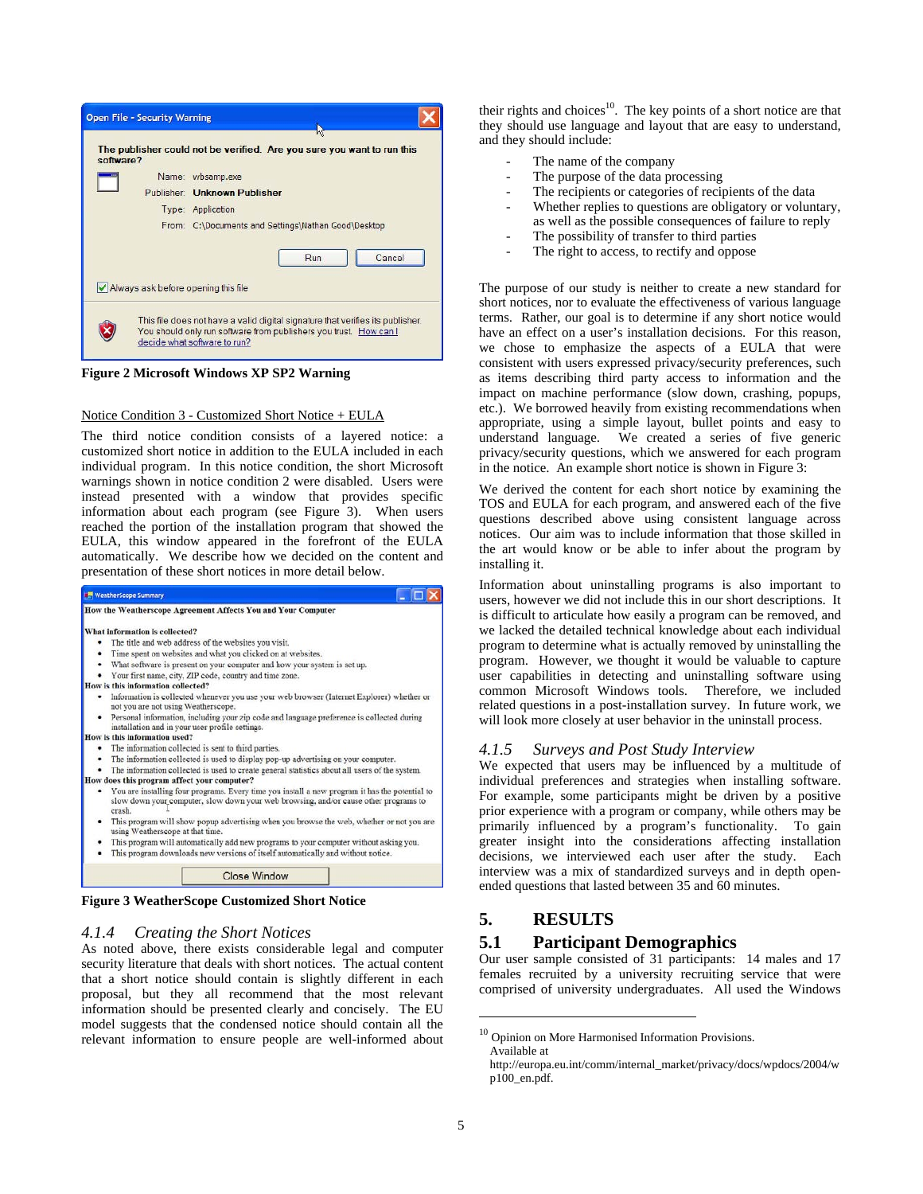Figure 2 Microsoft Windows XP SP2 Warning

Notice Condition 3 - Customized Short Notice + EULA

The third notice condition consists of a layered notice: a customized short notice in addition to the EULA included in each individual program. In this notice condition, the short Microsoft warnings shown in notice condition 2 were disabled. Users were instead presented with a window that provides specific information about each program (see Figure 3). When users reached the portion of the installation program that showed the EULA, this window appeared in the forefront of the EULA automatically. We describe how we decided on the content and presentation of these short notices in more detail below.

Figure 3 WeatherScope Customized Short Notice

### 4.1.4 Creating the Short Notices

As noted above, there exists considerable legal and computer security literature that deals with short notices. The actual content that a short notice should contain is slightly different in each proposal, but they all recommend that the most relevant information should be presented clearly and concisely. The EU model suggests that the condensed notice should contain all the relevant information to ensure people are well-informed about their rights and choices[10]. The key points of a short notice are that they should use language and layout that are easy to understand, and they should include:

- The name of the company
- The purpose of the data processing
- The recipients or categories of recipients of the data
- Whether replies to questions are obligatory or voluntary, as well as the possible consequences of failure to reply
- The possibility of transfer to third parties
- The right to access, to rectify and oppose

The purpose of our study is neither to create a new standard for short notices, nor to evaluate the effectiveness of various language terms. Rather, our goal is to determine if any short notice would have an effect on a user's installation decisions. For this reason, we chose to emphasize the aspects of a EULA that were consistent with users expressed privacy/security preferences, such as items describing third party access to information and the impact on machine performance (slow down, crashing, popups, etc.). We borrowed heavily from existing recommendations when appropriate, using a simple layout, bullet points and easy to understand language. We created a series of five generic privacy/security questions, which we answered for each program in the notice. An example short notice is shown in Figure 3:

We derived the content for each short notice by examining the TOS and EULA for each program, and answered each of the five questions described above using consistent language across notices. Our aim was to include information that those skilled in the art would know or be able to infer about the program by installing it.

Information about uninstalling programs is also important to users, however we did not include this in our short descriptions. It is difficult to articulate how easily a program can be removed, and we lacked the detailed technical knowledge about each individual program to determine what is actually removed by uninstalling the program. However, we thought it would be valuable to capture user capabilities in detecting and uninstalling software using common Microsoft Windows tools. Therefore, we included related questions in a post-installation survey. In future work, we will look more closely at user behavior in the uninstall process.

### 4.1.5 Surveys and Post Study Interview

We expected that users may be influenced by a multitude of individual preferences and strategies when installing software. For example, some participants might be driven by a positive prior experience with a program or company, while others may be primarily influenced by a program's functionality. To gain greater insight into the considerations affecting installation decisions, we interviewed each user after the study. Each interview was a mix of standardized surveys and in depth open-ended questions that lasted between 35 and 60 minutes.

# 5. RESULTS

## 5.1 Participant Demographics

Our user sample consisted of 31 participants: 14 males and 17 females recruited by a university recruiting service that were comprised of university undergraduates. All used the Windows

[10] Opinion on More Harmonised Information Provisions. Available at http://europa.eu.int/comm/internal_market/privacy/docs/wpdocs/2004/wp100_en.pdf.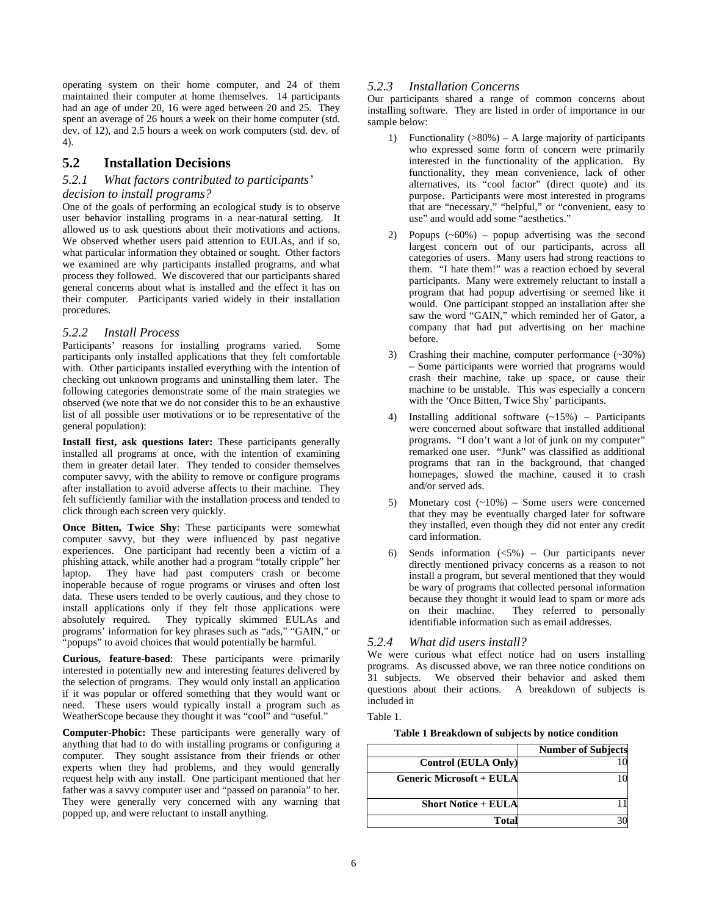operating system on their home computer, and 24 of them maintained their computer at home themselves. 14 participants had an age of under 20, 16 were aged between 20 and 25. They spent an average of 26 hours a week on their home computer (std. dev. of 12), and 2.5 hours a week on work computers (std. dev. of 4).

## 5.2 Installation Decisions

### *5.2.1 What factors contributed to participants' decision to install programs?*

One of the goals of performing an ecological study is to observe user behavior installing programs in a near-natural setting. It allowed us to ask questions about their motivations and actions. We observed whether users paid attention to EULAs, and if so, what particular information they obtained or sought. Other factors we examined are why participants installed programs, and what process they followed. We discovered that our participants shared general concerns about what is installed and the effect it has on their computer. Participants varied widely in their installation procedures.

### *5.2.2 Install Process*

Participants' reasons for installing programs varied. Some participants only installed applications that they felt comfortable with. Other participants installed everything with the intention of checking out unknown programs and uninstalling them later. The following categories demonstrate some of the main strategies we observed (we note that we do not consider this to be an exhaustive list of all possible user motivations or to be representative of the general population):

**Install first, ask questions later:** These participants generally installed all programs at once, with the intention of examining them in greater detail later. They tended to consider themselves computer savvy, with the ability to remove or configure programs after installation to avoid adverse affects to their machine. They felt sufficiently familiar with the installation process and tended to click through each screen very quickly.

**Once Bitten, Twice Shy**: These participants were somewhat computer savvy, but they were influenced by past negative experiences. One participant had recently been a victim of a phishing attack, while another had a program "totally cripple" her laptop. They have had past computers crash or become inoperable because of rogue programs or viruses and often lost data. These users tended to be overly cautious, and they chose to install applications only if they felt those applications were absolutely required. They typically skimmed EULAs and programs' information for key phrases such as "ads," "GAIN," or "popups" to avoid choices that would potentially be harmful.

**Curious, feature-based**: These participants were primarily interested in potentially new and interesting features delivered by the selection of programs. They would only install an application if it was popular or offered something that they would want or need. These users would typically install a program such as WeatherScope because they thought it was "cool" and "useful."

**Computer-Phobic:** These participants were generally wary of anything that had to do with installing programs or configuring a computer. They sought assistance from their friends or other experts when they had problems, and they would generally request help with any install. One participant mentioned that her father was a savvy computer user and "passed on paranoia" to her. They were generally very concerned with any warning that popped up, and were reluctant to install anything.

### *5.2.3 Installation Concerns*

Our participants shared a range of common concerns about installing software. They are listed in order of importance in our sample below:

1) Functionality (>80%) – A large majority of participants who expressed some form of concern were primarily interested in the functionality of the application. By functionality, they mean convenience, lack of other alternatives, its "cool factor" (direct quote) and its purpose. Participants were most interested in programs that are "necessary," "helpful," or "convenient, easy to use" and would add some "aesthetics."
2) Popups (~60%) – popup advertising was the second largest concern out of our participants, across all categories of users. Many users had strong reactions to them. "I hate them!" was a reaction echoed by several participants. Many were extremely reluctant to install a program that had popup advertising or seemed like it would. One participant stopped an installation after she saw the word "GAIN," which reminded her of Gator, a company that had put advertising on her machine before.
3) Crashing their machine, computer performance (~30%) – Some participants were worried that programs would crash their machine, take up space, or cause their machine to be unstable. This was especially a concern with the 'Once Bitten, Twice Shy' participants.
4) Installing additional software (~15%) – Participants were concerned about software that installed additional programs. "I don't want a lot of junk on my computer" remarked one user. "Junk" was classified as additional programs that ran in the background, that changed homepages, slowed the machine, caused it to crash and/or served ads.
5) Monetary cost (~10%) – Some users were concerned that they may be eventually charged later for software they installed, even though they did not enter any credit card information.
6) Sends information (<5%) – Our participants never directly mentioned privacy concerns as a reason to not install a program, but several mentioned that they would be wary of programs that collected personal information because they thought it would lead to spam or more ads on their machine. They referred to personally identifiable information such as email addresses.

### *5.2.4 What did users install?*

We were curious what effect notice had on users installing programs. As discussed above, we ran three notice conditions on 31 subjects. We observed their behavior and asked them questions about their actions. A breakdown of subjects is included in

Table 1.

**Table 1 Breakdown of subjects by notice condition**

| | Number of Subjects |
|---|---|
| **Control (EULA Only)** | 10 |
| **Generic Microsoft + EULA** | 10 |
| **Short Notice + EULA** | 11 |
| **Total** | 30 |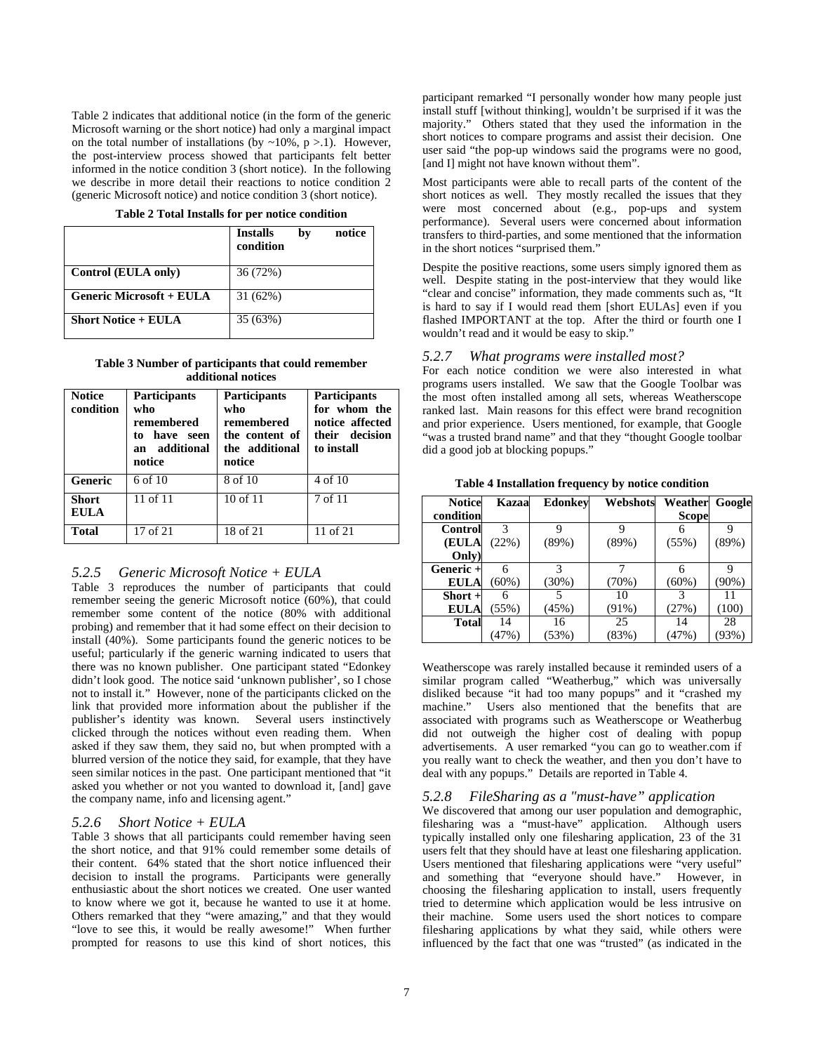Table 2 indicates that additional notice (in the form of the generic Microsoft warning or the short notice) had only a marginal impact on the total number of installations (by ~10%, p >.1). However, the post-interview process showed that participants felt better informed in the notice condition 3 (short notice). In the following we describe in more detail their reactions to notice condition 2 (generic Microsoft notice) and notice condition 3 (short notice).

**Table 2 Total Installs for per notice condition**

| | Installs by notice condition |
|---|---|
| **Control (EULA only)** | 36 (72%) |
| **Generic Microsoft + EULA** | 31 (62%) |
| **Short Notice + EULA** | 35 (63%) |

**Table 3 Number of participants that could remember additional notices**

| Notice condition | Participants who remembered to have seen an additional notice | Participants who remembered the content of the additional notice | Participants for whom the notice affected their decision to install |
|---|---|---|---|
| **Generic** | 6 of 10 | 8 of 10 | 4 of 10 |
| **Short EULA** | 11 of 11 | 10 of 11 | 7 of 11 |
| **Total** | 17 of 21 | 18 of 21 | 11 of 21 |

### 5.2.5 Generic Microsoft Notice + EULA

Table 3 reproduces the number of participants that could remember seeing the generic Microsoft notice (60%), that could remember some content of the notice (80% with additional probing) and remember that it had some effect on their decision to install (40%). Some participants found the generic notices to be useful; particularly if the generic warning indicated to users that there was no known publisher. One participant stated "Edonkey didn't look good. The notice said 'unknown publisher', so I chose not to install it." However, none of the participants clicked on the link that provided more information about the publisher if the publisher's identity was known. Several users instinctively clicked through the notices without even reading them. When asked if they saw them, they said no, but when prompted with a blurred version of the notice they said, for example, that they have seen similar notices in the past. One participant mentioned that "it asked you whether or not you wanted to download it, [and] gave the company name, info and licensing agent."

### 5.2.6 Short Notice + EULA

Table 3 shows that all participants could remember having seen the short notice, and that 91% could remember some details of their content. 64% stated that the short notice influenced their decision to install the programs. Participants were generally enthusiastic about the short notices we created. One user wanted to know where we got it, because he wanted to use it at home. Others remarked that they "were amazing," and that they would "love to see this, it would be really awesome!" When further prompted for reasons to use this kind of short notices, this participant remarked "I personally wonder how many people just install stuff [without thinking], wouldn't be surprised if it was the majority." Others stated that they used the information in the short notices to compare programs and assist their decision. One user said "the pop-up windows said the programs were no good, [and I] might not have known without them".

Most participants were able to recall parts of the content of the short notices as well. They mostly recalled the issues that they were most concerned about (e.g., pop-ups and system performance). Several users were concerned about information transfers to third-parties, and some mentioned that the information in the short notices "surprised them."

Despite the positive reactions, some users simply ignored them as well. Despite stating in the post-interview that they would like "clear and concise" information, they made comments such as, "It is hard to say if I would read them [short EULAs] even if you flashed IMPORTANT at the top. After the third or fourth one I wouldn't read and it would be easy to skip."

### 5.2.7 What programs were installed most?

For each notice condition we were also interested in what programs users installed. We saw that the Google Toolbar was the most often installed among all sets, whereas Weatherscope ranked last. Main reasons for this effect were brand recognition and prior experience. Users mentioned, for example, that Google "was a trusted brand name" and that they "thought Google toolbar did a good job at blocking popups."

**Table 4 Installation frequency by notice condition**

| Notice condition | Kazaa | Edonkey | Webshots | Weather Scope | Google |
|---|---|---|---|---|---|
| **Control (EULA Only)** | 3 (22%) | 9 (89%) | 9 (89%) | 6 (55%) | 9 (89%) |
| **Generic + EULA** | 6 (60%) | 3 (30%) | 7 (70%) | 6 (60%) | 9 (90%) |
| **Short + EULA** | 6 (55%) | 5 (45%) | 10 (91%) | 3 (27%) | 11 (100) |
| **Total** | 14 (47%) | 16 (53%) | 25 (83%) | 14 (47%) | 28 (93%) |

Weatherscope was rarely installed because it reminded users of a similar program called "Weatherbug," which was universally disliked because "it had too many popups" and it "crashed my machine." Users also mentioned that the benefits that are associated with programs such as Weatherscope or Weatherbug did not outweigh the higher cost of dealing with popup advertisements. A user remarked "you can go to weather.com if you really want to check the weather, and then you don't have to deal with any popups." Details are reported in Table 4.

### 5.2.8 FileSharing as a "must-have" application

We discovered that among our user population and demographic, filesharing was a "must-have" application. Although users typically installed only one filesharing application, 23 of the 31 users felt that they should have at least one filesharing application. Users mentioned that filesharing applications were "very useful" and something that "everyone should have." However, in choosing the filesharing application to install, users frequently tried to determine which application would be less intrusive on their machine. Some users used the short notices to compare filesharing applications by what they said, while others were influenced by the fact that one was "trusted" (as indicated in the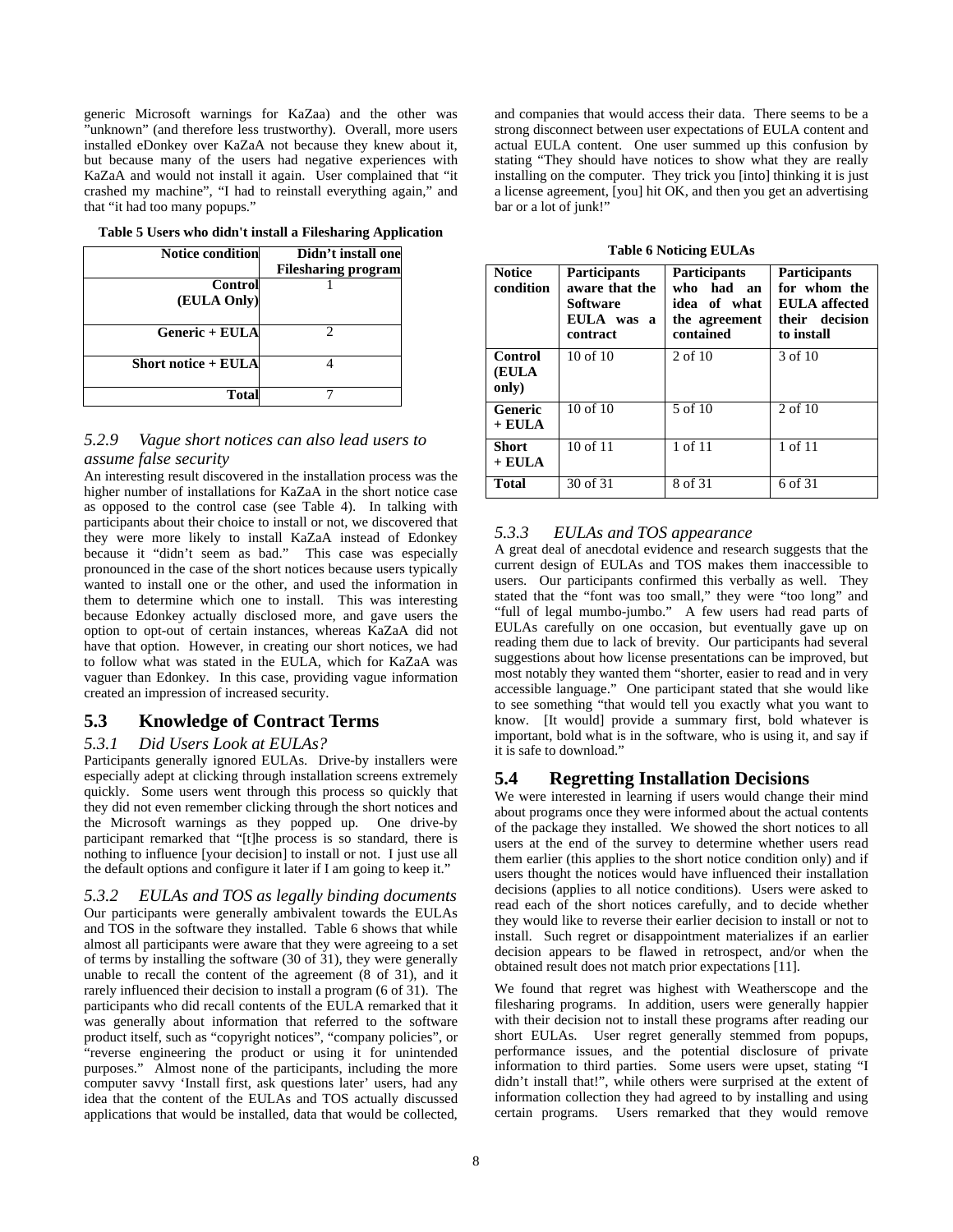generic Microsoft warnings for KaZaa) and the other was "unknown" (and therefore less trustworthy). Overall, more users installed eDonkey over KaZaA not because they knew about it, but because many of the users had negative experiences with KaZaA and would not install it again. User complained that "it crashed my machine", "I had to reinstall everything again," and that "it had too many popups."

**Table 5 Users who didn't install a Filesharing Application**

| Notice condition | Didn't install one Filesharing program |
|---|---|
| Control (EULA Only) | 1 |
| Generic + EULA | 2 |
| Short notice + EULA | 4 |
| Total | 7 |

### *5.2.9 Vague short notices can also lead users to assume false security*

An interesting result discovered in the installation process was the higher number of installations for KaZaA in the short notice case as opposed to the control case (see Table 4). In talking with participants about their choice to install or not, we discovered that they were more likely to install KaZaA instead of Edonkey because it "didn't seem as bad." This case was especially pronounced in the case of the short notices because users typically wanted to install one or the other, and used the information in them to determine which one to install. This was interesting because Edonkey actually disclosed more, and gave users the option to opt-out of certain instances, whereas KaZaA did not have that option. However, in creating our short notices, we had to follow what was stated in the EULA, which for KaZaA was vaguer than Edonkey. In this case, providing vague information created an impression of increased security.

## 5.3 Knowledge of Contract Terms

### *5.3.1 Did Users Look at EULAs?*

Participants generally ignored EULAs. Drive-by installers were especially adept at clicking through installation screens extremely quickly. Some users went through this process so quickly that they did not even remember clicking through the short notices and the Microsoft warnings as they popped up. One drive-by participant remarked that "[t]he process is so standard, there is nothing to influence [your decision] to install or not. I just use all the default options and configure it later if I am going to keep it."

### *5.3.2 EULAs and TOS as legally binding documents*

Our participants were generally ambivalent towards the EULAs and TOS in the software they installed. Table 6 shows that while almost all participants were aware that they were agreeing to a set of terms by installing the software (30 of 31), they were generally unable to recall the content of the agreement (8 of 31), and it rarely influenced their decision to install a program (6 of 31). The participants who did recall contents of the EULA remarked that it was generally about information that referred to the software product itself, such as "copyright notices", "company policies", or "reverse engineering the product or using it for unintended purposes." Almost none of the participants, including the more computer savvy 'Install first, ask questions later' users, had any idea that the content of the EULAs and TOS actually discussed applications that would be installed, data that would be collected, and companies that would access their data. There seems to be a strong disconnect between user expectations of EULA content and actual EULA content. One user summed up this confusion by stating "They should have notices to show what they are really installing on the computer. They trick you [into] thinking it is just a license agreement, [you] hit OK, and then you get an advertising bar or a lot of junk!"

**Table 6 Noticing EULAs**

| Notice condition | Participants aware that the Software EULA was a contract | Participants who had an idea of what the agreement contained | Participants for whom the EULA affected their decision to install |
|---|---|---|---|
| Control (EULA only) | 10 of 10 | 2 of 10 | 3 of 10 |
| Generic + EULA | 10 of 10 | 5 of 10 | 2 of 10 |
| Short + EULA | 10 of 11 | 1 of 11 | 1 of 11 |
| Total | 30 of 31 | 8 of 31 | 6 of 31 |

### *5.3.3 EULAs and TOS appearance*

A great deal of anecdotal evidence and research suggests that the current design of EULAs and TOS makes them inaccessible to users. Our participants confirmed this verbally as well. They stated that the "font was too small," they were "too long" and "full of legal mumbo-jumbo." A few users had read parts of EULAs carefully on one occasion, but eventually gave up on reading them due to lack of brevity. Our participants had several suggestions about how license presentations can be improved, but most notably they wanted them "shorter, easier to read and in very accessible language." One participant stated that she would like to see something "that would tell you exactly what you want to know. [It would] provide a summary first, bold whatever is important, bold what is in the software, who is using it, and say if it is safe to download."

## 5.4 Regretting Installation Decisions

We were interested in learning if users would change their mind about programs once they were informed about the actual contents of the package they installed. We showed the short notices to all users at the end of the survey to determine whether users read them earlier (this applies to the short notice condition only) and if users thought the notices would have influenced their installation decisions (applies to all notice conditions). Users were asked to read each of the short notices carefully, and to decide whether they would like to reverse their earlier decision to install or not to install. Such regret or disappointment materializes if an earlier decision appears to be flawed in retrospect, and/or when the obtained result does not match prior expectations [11].

We found that regret was highest with Weatherscope and the filesharing programs. In addition, users were generally happier with their decision not to install these programs after reading our short EULAs. User regret generally stemmed from popups, performance issues, and the potential disclosure of private information to third parties. Some users were upset, stating "I didn't install that!", while others were surprised at the extent of information collection they had agreed to by installing and using certain programs. Users remarked that they would remove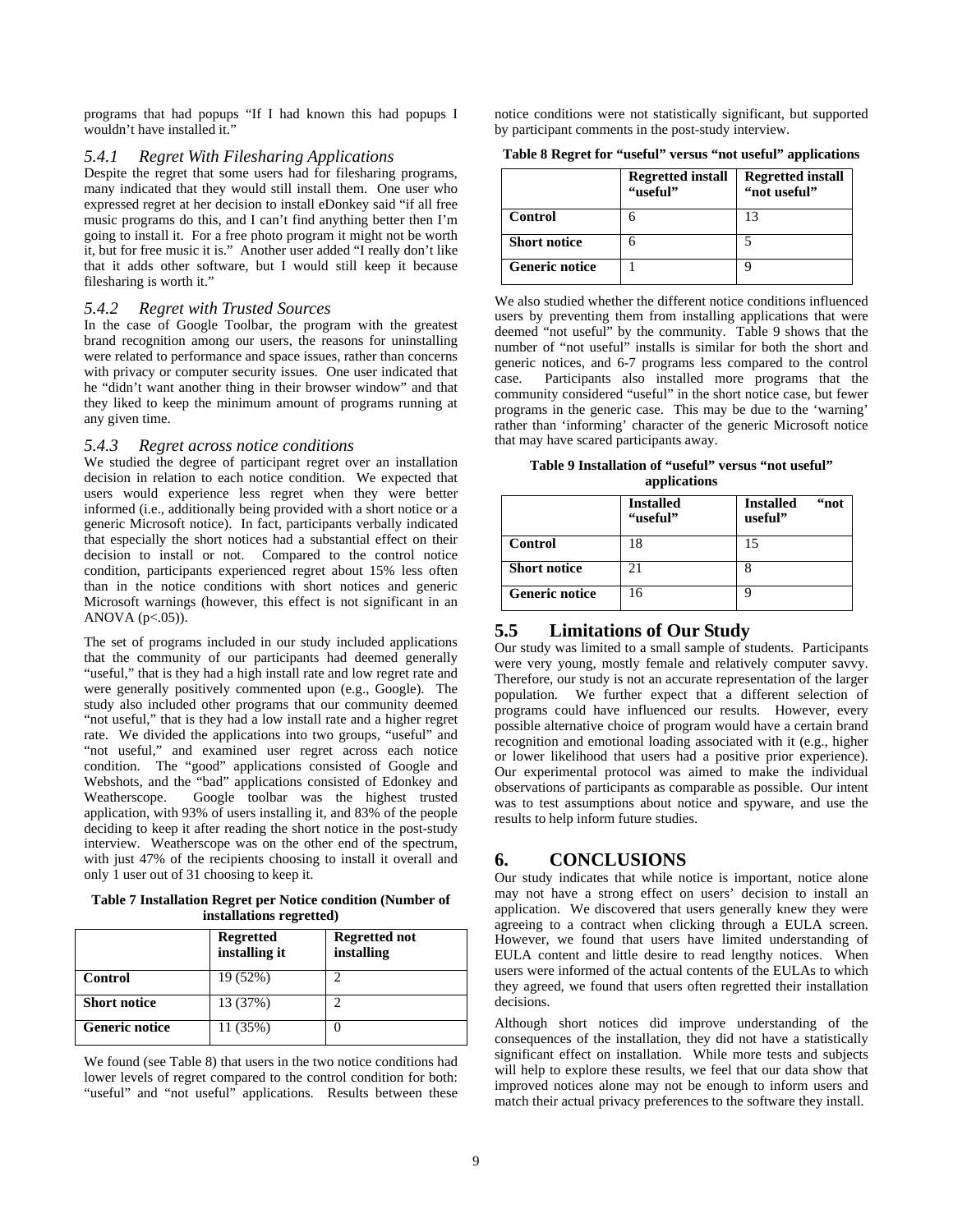programs that had popups "If I had known this had popups I wouldn't have installed it."

### 5.4.1 Regret With Filesharing Applications

Despite the regret that some users had for filesharing programs, many indicated that they would still install them. One user who expressed regret at her decision to install eDonkey said "if all free music programs do this, and I can't find anything better then I'm going to install it. For a free photo program it might not be worth it, but for free music it is." Another user added "I really don't like that it adds other software, but I would still keep it because filesharing is worth it."

### 5.4.2 Regret with Trusted Sources

In the case of Google Toolbar, the program with the greatest brand recognition among our users, the reasons for uninstalling were related to performance and space issues, rather than concerns with privacy or computer security issues. One user indicated that he "didn't want another thing in their browser window" and that they liked to keep the minimum amount of programs running at any given time.

### 5.4.3 Regret across notice conditions

We studied the degree of participant regret over an installation decision in relation to each notice condition. We expected that users would experience less regret when they were better informed (i.e., additionally being provided with a short notice or a generic Microsoft notice). In fact, participants verbally indicated that especially the short notices had a substantial effect on their decision to install or not. Compared to the control notice condition, participants experienced regret about 15% less often than in the notice conditions with short notices and generic Microsoft warnings (however, this effect is not significant in an ANOVA ($p<.05$)).

The set of programs included in our study included applications that the community of our participants had deemed generally "useful," that is they had a high install rate and low regret rate and were generally positively commented upon (e.g., Google). The study also included other programs that our community deemed "not useful," that is they had a low install rate and a higher regret rate. We divided the applications into two groups, "useful" and "not useful," and examined user regret across each notice condition. The "good" applications consisted of Google and Webshots, and the "bad" applications consisted of Edonkey and Weatherscope. Google toolbar was the highest trusted application, with 93% of users installing it, and 83% of the people deciding to keep it after reading the short notice in the post-study interview. Weatherscope was on the other end of the spectrum, with just 47% of the recipients choosing to install it overall and only 1 user out of 31 choosing to keep it.

**Table 7 Installation Regret per Notice condition (Number of installations regretted)**

| | Regretted installing it | Regretted not installing |
|---|---|---|
| **Control** | 19 (52%) | 2 |
| **Short notice** | 13 (37%) | 2 |
| **Generic notice** | 11 (35%) | 0 |

We found (see Table 8) that users in the two notice conditions had lower levels of regret compared to the control condition for both: "useful" and "not useful" applications. Results between these notice conditions were not statistically significant, but supported by participant comments in the post-study interview.

**Table 8 Regret for "useful" versus "not useful" applications**

| | Regretted install "useful" | Regretted install "not useful" |
|---|---|---|
| **Control** | 6 | 13 |
| **Short notice** | 6 | 5 |
| **Generic notice** | 1 | 9 |

We also studied whether the different notice conditions influenced users by preventing them from installing applications that were deemed "not useful" by the community. Table 9 shows that the number of "not useful" installs is similar for both the short and generic notices, and 6-7 programs less compared to the control case. Participants also installed more programs that the community considered "useful" in the short notice case, but fewer programs in the generic case. This may be due to the 'warning' rather than 'informing' character of the generic Microsoft notice that may have scared participants away.

**Table 9 Installation of "useful" versus "not useful" applications**

| | Installed "useful" | Installed "not useful" |
|---|---|---|
| **Control** | 18 | 15 |
| **Short notice** | 21 | 8 |
| **Generic notice** | 16 | 9 |

## 5.5 Limitations of Our Study

Our study was limited to a small sample of students. Participants were very young, mostly female and relatively computer savvy. Therefore, our study is not an accurate representation of the larger population. We further expect that a different selection of programs could have influenced our results. However, every possible alternative choice of program would have a certain brand recognition and emotional loading associated with it (e.g., higher or lower likelihood that users had a positive prior experience). Our experimental protocol was aimed to make the individual observations of participants as comparable as possible. Our intent was to test assumptions about notice and spyware, and use the results to help inform future studies.

# 6. CONCLUSIONS

Our study indicates that while notice is important, notice alone may not have a strong effect on users' decision to install an application. We discovered that users generally knew they were agreeing to a contract when clicking through a EULA screen. However, we found that users have limited understanding of EULA content and little desire to read lengthy notices. When users were informed of the actual contents of the EULAs to which they agreed, we found that users often regretted their installation decisions.

Although short notices did improve understanding of the consequences of the installation, they did not have a statistically significant effect on installation. While more tests and subjects will help to explore these results, we feel that our data show that improved notices alone may not be enough to inform users and match their actual privacy preferences to the software they install.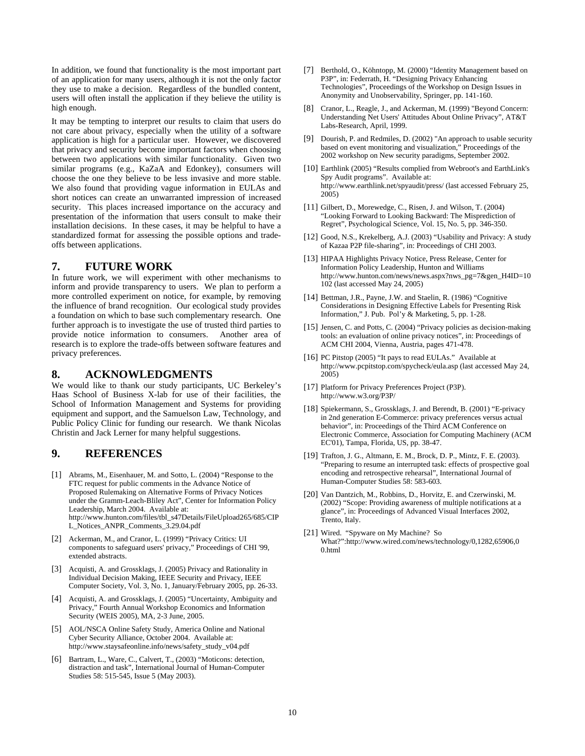In addition, we found that functionality is the most important part of an application for many users, although it is not the only factor they use to make a decision. Regardless of the bundled content, users will often install the application if they believe the utility is high enough.

It may be tempting to interpret our results to claim that users do not care about privacy, especially when the utility of a software application is high for a particular user. However, we discovered that privacy and security become important factors when choosing between two applications with similar functionality. Given two similar programs (e.g., KaZaA and Edonkey), consumers will choose the one they believe to be less invasive and more stable. We also found that providing vague information in EULAs and short notices can create an unwarranted impression of increased security. This places increased importance on the accuracy and presentation of the information that users consult to make their installation decisions. In these cases, it may be helpful to have a standardized format for assessing the possible options and trade-offs between applications.

## 7. FUTURE WORK

In future work, we will experiment with other mechanisms to inform and provide transparency to users. We plan to perform a more controlled experiment on notice, for example, by removing the influence of brand recognition. Our ecological study provides a foundation on which to base such complementary research. One further approach is to investigate the use of trusted third parties to provide notice information to consumers. Another area of research is to explore the trade-offs between software features and privacy preferences.

## 8. ACKNOWLEDGMENTS

We would like to thank our study participants, UC Berkeley's Haas School of Business X-lab for use of their facilities, the School of Information Management and Systems for providing equipment and support, and the Samuelson Law, Technology, and Public Policy Clinic for funding our research. We thank Nicolas Christin and Jack Lerner for many helpful suggestions.

## 9. REFERENCES

[1] Abrams, M., Eisenhauer, M. and Sotto, L. (2004) "Response to the FTC request for public comments in the Advance Notice of Proposed Rulemaking on Alternative Forms of Privacy Notices under the Gramm-Leach-Bliley Act", Center for Information Policy Leadership, March 2004. Available at: http://www.hunton.com/files/tbl_s47Details/FileUpload265/685/CIPL_Notices_ANPR_Comments_3.29.04.pdf

[2] Ackerman, M., and Cranor, L. (1999) "Privacy Critics: UI components to safeguard users' privacy," Proceedings of CHI '99, extended abstracts.

[3] Acquisti, A. and Grossklags, J. (2005) Privacy and Rationality in Individual Decision Making, IEEE Security and Privacy, IEEE Computer Society, Vol. 3, No. 1, January/February 2005, pp. 26-33.

[4] Acquisti, A. and Grossklags, J. (2005) "Uncertainty, Ambiguity and Privacy," Fourth Annual Workshop Economics and Information Security (WEIS 2005), MA, 2-3 June, 2005.

[5] AOL/NSCA Online Safety Study, America Online and National Cyber Security Alliance, October 2004. Available at: http://www.staysafeonline.info/news/safety_study_v04.pdf

[6] Bartram, L., Ware, C., Calvert, T., (2003) "Moticons: detection, distraction and task", International Journal of Human-Computer Studies 58: 515-545, Issue 5 (May 2003).

[7] Berthold, O., Köhntopp, M. (2000) "Identity Management based on P3P", in: Federrath, H. "Designing Privacy Enhancing Technologies", Proceedings of the Workshop on Design Issues in Anonymity and Unobservability, Springer, pp. 141-160.

[8] Cranor, L., Reagle, J., and Ackerman, M. (1999) "Beyond Concern: Understanding Net Users' Attitudes About Online Privacy", AT&T Labs-Research, April, 1999.

[9] Dourish, P. and Redmiles, D. (2002) "An approach to usable security based on event monitoring and visualization," Proceedings of the 2002 workshop on New security paradigms, September 2002.

[10] Earthlink (2005) "Results complied from Webroot's and EarthLink's Spy Audit programs". Available at: http://www.earthlink.net/spyaudit/press/ (last accessed February 25, 2005)

[11] Gilbert, D., Morewedge, C., Risen, J. and Wilson, T. (2004) "Looking Forward to Looking Backward: The Misprediction of Regret", Psychological Science, Vol. 15, No. 5, pp. 346-350.

[12] Good, N.S., Krekelberg, A.J. (2003) "Usability and Privacy: A study of Kazaa P2P file-sharing", in: Proceedings of CHI 2003.

[13] HIPAA Highlights Privacy Notice, Press Release, Center for Information Policy Leadership, Hunton and Williams http://www.hunton.com/news/news.aspx?nws_pg=7&gen_H4ID=10102 (last accessed May 24, 2005)

[14] Bettman, J.R., Payne, J.W. and Staelin, R. (1986) "Cognitive Considerations in Designing Effective Labels for Presenting Risk Information," J. Pub. Pol'y & Marketing, 5, pp. 1-28.

[15] Jensen, C. and Potts, C. (2004) "Privacy policies as decision-making tools: an evaluation of online privacy notices", in: Proceedings of ACM CHI 2004, Vienna, Austria, pages 471-478.

[16] PC Pitstop (2005) "It pays to read EULAs." Available at http://www.pcpitstop.com/spycheck/eula.asp (last accessed May 24, 2005)

[17] Platform for Privacy Preferences Project (P3P). http://www.w3.org/P3P/

[18] Spiekermann, S., Grossklags, J. and Berendt, B. (2001) "E-privacy in 2nd generation E-Commerce: privacy preferences versus actual behavior", in: Proceedings of the Third ACM Conference on Electronic Commerce, Association for Computing Machinery (ACM EC'01), Tampa, Florida, US, pp. 38-47.

[19] Trafton, J. G., Altmann, E. M., Brock, D. P., Mintz, F. E. (2003). "Preparing to resume an interrupted task: effects of prospective goal encoding and retrospective rehearsal", International Journal of Human-Computer Studies 58: 583-603.

[20] Van Dantzich, M., Robbins, D., Horvitz, E. and Czerwinski, M. (2002) "Scope: Providing awareness of multiple notifications at a glance", in: Proceedings of Advanced Visual Interfaces 2002, Trento, Italy.

[21] Wired. "Spyware on My Machine? So What?":http://www.wired.com/news/technology/0,1282,65906,00.html